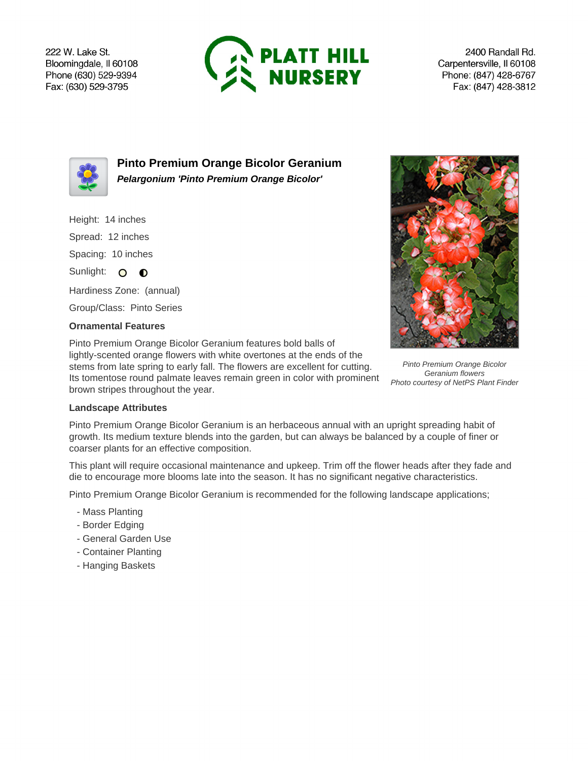222 W. Lake St.
Bloomingdale, Il 60108
Phone (630) 529-9394
Fax: (630) 529-3795

**PLATT HILL NURSERY**

2400 Randall Rd.
Carpentersville, Il 60108
Phone: (847) 428-6767
Fax: (847) 428-3812

# Pinto Premium Orange Bicolor Geranium

***Pelargonium 'Pinto Premium Orange Bicolor'***

Height: 14 inches

Spread: 12 inches

Spacing: 10 inches

Sunlight:

Hardiness Zone: (annual)

Group/Class: Pinto Series

### Ornamental Features

Pinto Premium Orange Bicolor Geranium features bold balls of lightly-scented orange flowers with white overtones at the ends of the stems from late spring to early fall. The flowers are excellent for cutting. Its tomentose round palmate leaves remain green in color with prominent brown stripes throughout the year.

*Pinto Premium Orange Bicolor Geranium flowers*
*Photo courtesy of NetPS Plant Finder*

### Landscape Attributes

Pinto Premium Orange Bicolor Geranium is an herbaceous annual with an upright spreading habit of growth. Its medium texture blends into the garden, but can always be balanced by a couple of finer or coarser plants for an effective composition.

This plant will require occasional maintenance and upkeep. Trim off the flower heads after they fade and die to encourage more blooms late into the season. It has no significant negative characteristics.

Pinto Premium Orange Bicolor Geranium is recommended for the following landscape applications;

- Mass Planting
- Border Edging
- General Garden Use
- Container Planting
- Hanging Baskets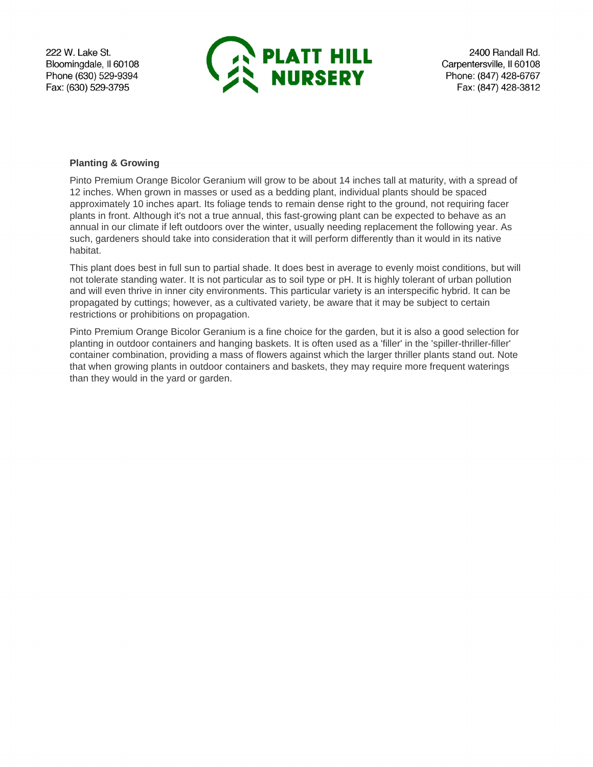**Planting & Growing**

Pinto Premium Orange Bicolor Geranium will grow to be about 14 inches tall at maturity, with a spread of 12 inches. When grown in masses or used as a bedding plant, individual plants should be spaced approximately 10 inches apart. Its foliage tends to remain dense right to the ground, not requiring facer plants in front. Although it's not a true annual, this fast-growing plant can be expected to behave as an annual in our climate if left outdoors over the winter, usually needing replacement the following year. As such, gardeners should take into consideration that it will perform differently than it would in its native habitat.

This plant does best in full sun to partial shade. It does best in average to evenly moist conditions, but will not tolerate standing water. It is not particular as to soil type or pH. It is highly tolerant of urban pollution and will even thrive in inner city environments. This particular variety is an interspecific hybrid. It can be propagated by cuttings; however, as a cultivated variety, be aware that it may be subject to certain restrictions or prohibitions on propagation.

Pinto Premium Orange Bicolor Geranium is a fine choice for the garden, but it is also a good selection for planting in outdoor containers and hanging baskets. It is often used as a 'filler' in the 'spiller-thriller-filler' container combination, providing a mass of flowers against which the larger thriller plants stand out. Note that when growing plants in outdoor containers and baskets, they may require more frequent waterings than they would in the yard or garden.